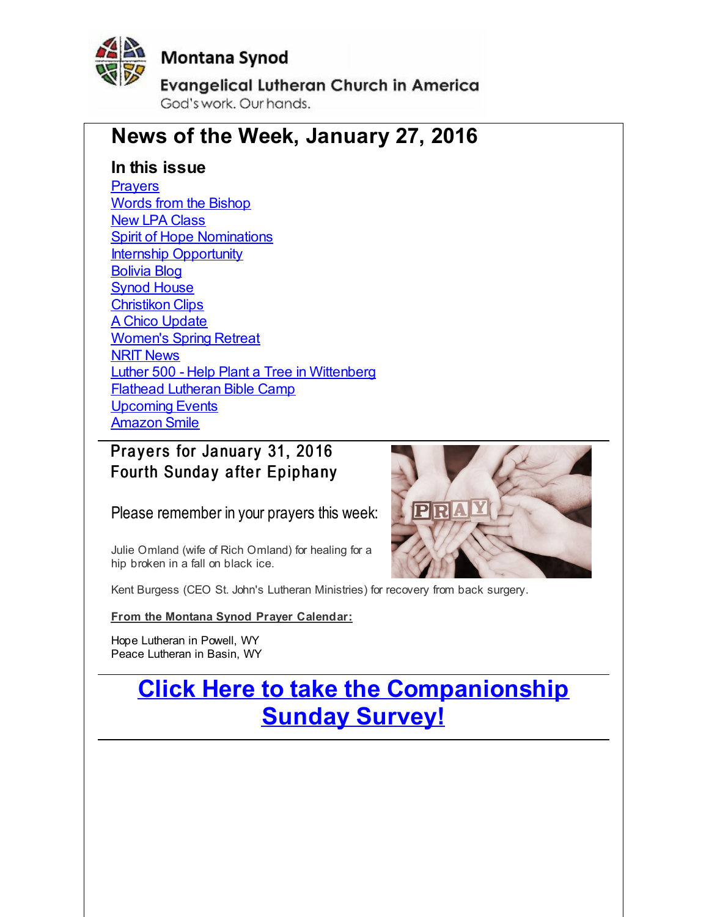Montana Synod

Evangelical Lutheran Church in America

God's work. Our hands.

# News of the Week, January 27, 2016

### In this issue

- Prayers
- Words from the Bishop
- New LPA Class
- Spirit of Hope Nominations
- Internship Opportunity
- Bolivia Blog
- Synod House
- Christikon Clips
- A Chico Update
- Women's Spring Retreat
- NRIT News
- Luther 500 - Help Plant a Tree in Wittenberg
- Flathead Lutheran Bible Camp
- Upcoming Events
- Amazon Smile

---

## Prayers for January 31, 2016
## Fourth Sunday after Epiphany

Please remember in your prayers this week:

Julie Omland (wife of Rich Omland) for healing for a hip broken in a fall on black ice.

Kent Burgess (CEO St. John's Lutheran Ministries) for recovery from back surgery.

**From the Montana Synod Prayer Calendar:**

Hope Lutheran in Powell, WY
Peace Lutheran in Basin, WY

---

# Click Here to take the Companionship Sunday Survey!

---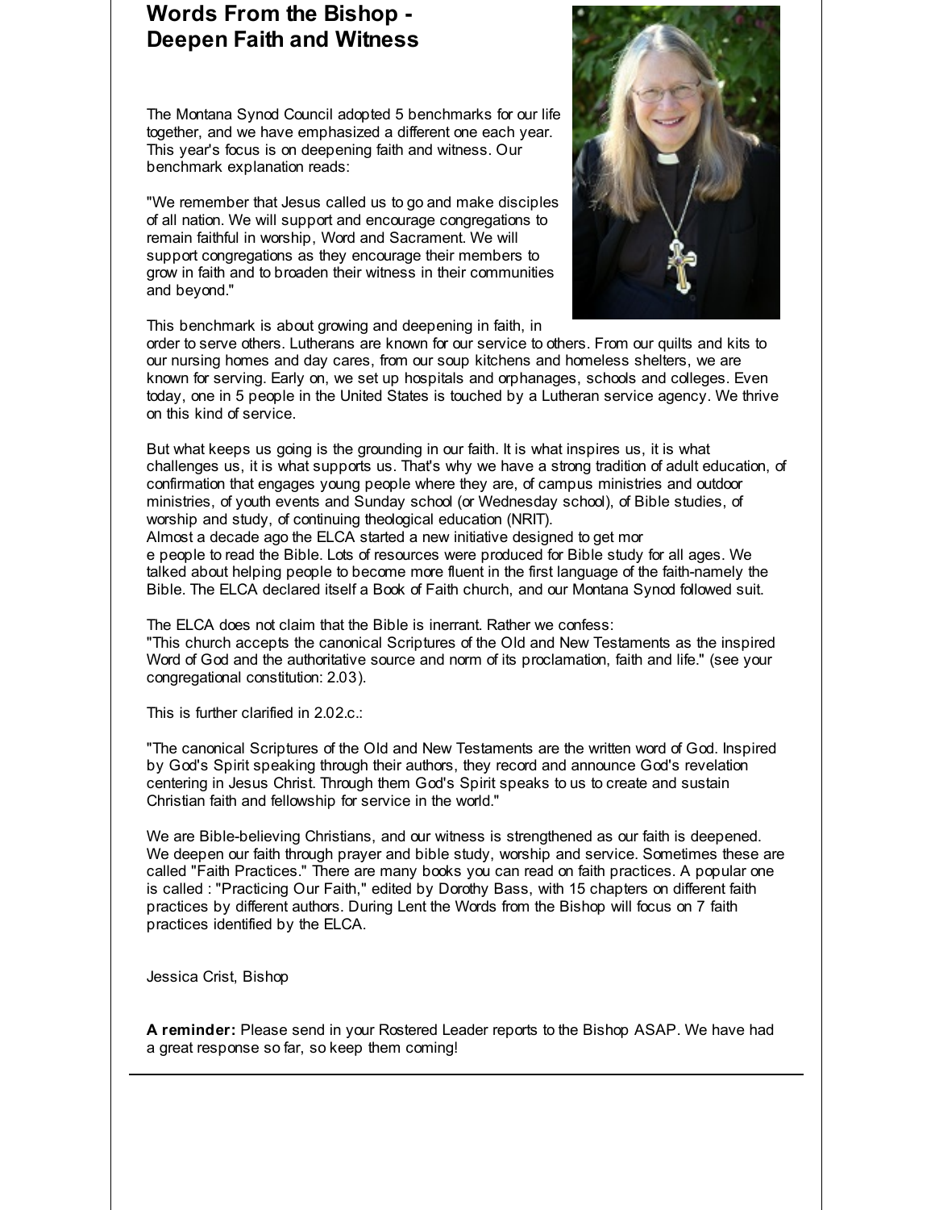# Words From the Bishop - Deepen Faith and Witness

The Montana Synod Council adopted 5 benchmarks for our life together, and we have emphasized a different one each year. This year's focus is on deepening faith and witness. Our benchmark explanation reads:

"We remember that Jesus called us to go and make disciples of all nation. We will support and encourage congregations to remain faithful in worship, Word and Sacrament. We will support congregations as they encourage their members to grow in faith and to broaden their witness in their communities and beyond."

This benchmark is about growing and deepening in faith, in order to serve others. Lutherans are known for our service to others. From our quilts and kits to our nursing homes and day cares, from our soup kitchens and homeless shelters, we are known for serving. Early on, we set up hospitals and orphanages, schools and colleges. Even today, one in 5 people in the United States is touched by a Lutheran service agency. We thrive on this kind of service.

But what keeps us going is the grounding in our faith. It is what inspires us, it is what challenges us, it is what supports us. That's why we have a strong tradition of adult education, of confirmation that engages young people where they are, of campus ministries and outdoor ministries, of youth events and Sunday school (or Wednesday school), of Bible studies, of worship and study, of continuing theological education (NRIT).
Almost a decade ago the ELCA started a new initiative designed to get mor
e people to read the Bible. Lots of resources were produced for Bible study for all ages. We talked about helping people to become more fluent in the first language of the faith-namely the Bible. The ELCA declared itself a Book of Faith church, and our Montana Synod followed suit.

The ELCA does not claim that the Bible is inerrant. Rather we confess:
"This church accepts the canonical Scriptures of the Old and New Testaments as the inspired Word of God and the authoritative source and norm of its proclamation, faith and life." (see your congregational constitution: 2.03).

This is further clarified in 2.02.c.:

"The canonical Scriptures of the Old and New Testaments are the written word of God. Inspired by God's Spirit speaking through their authors, they record and announce God's revelation centering in Jesus Christ. Through them God's Spirit speaks to us to create and sustain Christian faith and fellowship for service in the world."

We are Bible-believing Christians, and our witness is strengthened as our faith is deepened. We deepen our faith through prayer and bible study, worship and service. Sometimes these are called "Faith Practices." There are many books you can read on faith practices. A popular one is called : "Practicing Our Faith," edited by Dorothy Bass, with 15 chapters on different faith practices by different authors. During Lent the Words from the Bishop will focus on 7 faith practices identified by the ELCA.

Jessica Crist, Bishop

**A reminder:** Please send in your Rostered Leader reports to the Bishop ASAP. We have had a great response so far, so keep them coming!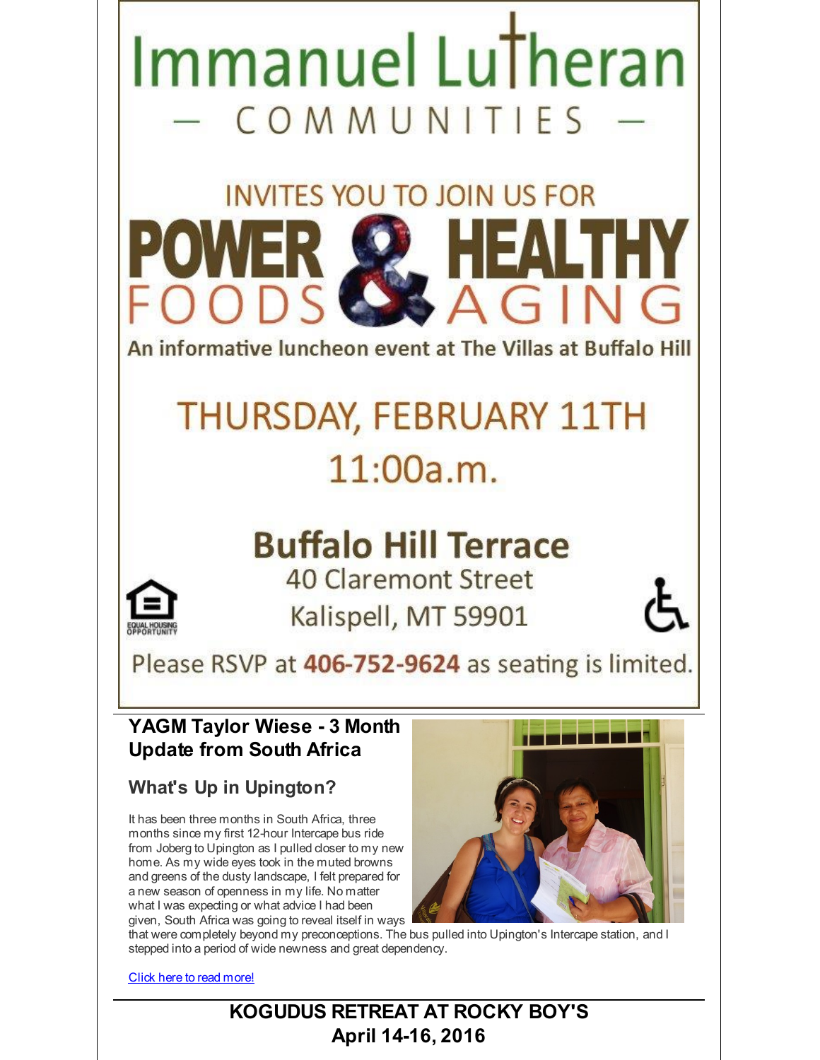# Immanuel Lutheran

— COMMUNITIES —

INVITES YOU TO JOIN US FOR

# POWER FOODS & HEALTHY AGING

An informative luncheon event at The Villas at Buffalo Hill

## THURSDAY, FEBRUARY 11TH

## 11:00a.m.

**Buffalo Hill Terrace**

40 Claremont Street

Kalispell, MT 59901

EQUAL HOUSING OPPORTUNITY

Please RSVP at **406-752-9624** as seating is limited.

---

## YAGM Taylor Wiese - 3 Month Update from South Africa

### What's Up in Upington?

It has been three months in South Africa, three months since my first 12-hour Intercape bus ride from Joberg to Upington as I pulled closer to my new home. As my wide eyes took in the muted browns and greens of the dusty landscape, I felt prepared for a new season of openness in my life. No matter what I was expecting or what advice I had been given, South Africa was going to reveal itself in ways that were completely beyond my preconceptions. The bus pulled into Upington's Intercape station, and I stepped into a period of wide newness and great dependency.

Click here to read more!

---

## KOGUDUS RETREAT AT ROCKY BOY'S April 14-16, 2016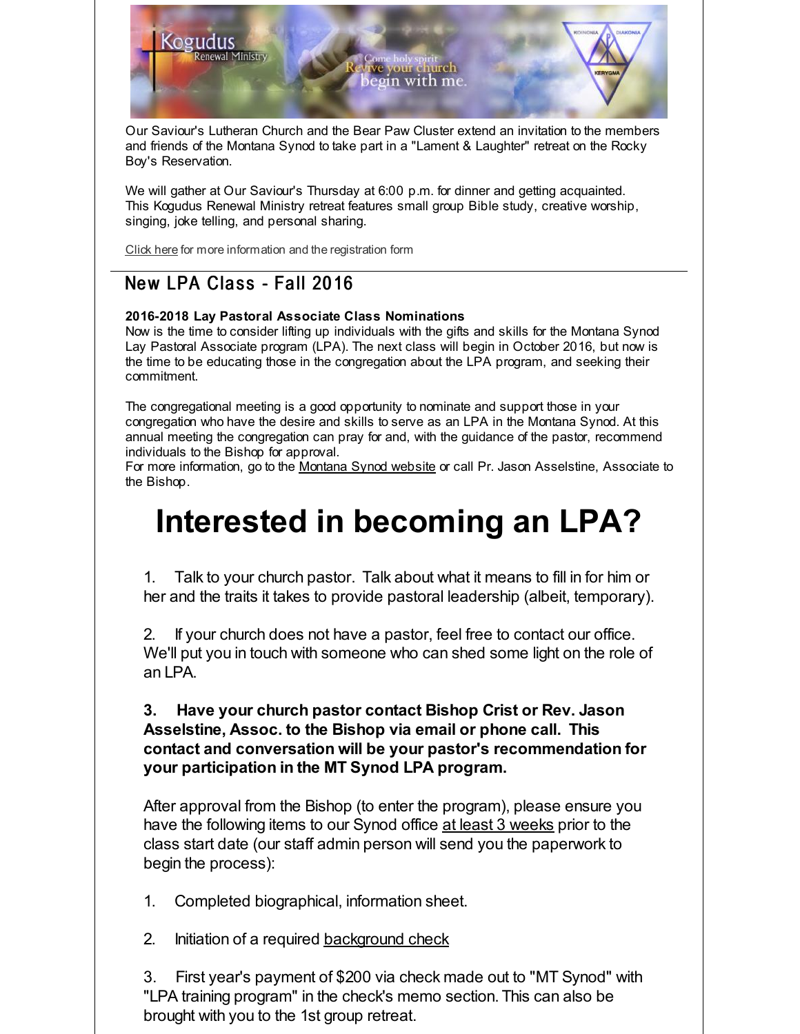Our Saviour's Lutheran Church and the Bear Paw Cluster extend an invitation to the members and friends of the Montana Synod to take part in a "Lament & Laughter" retreat on the Rocky Boy's Reservation.

We will gather at Our Saviour's Thursday at 6:00 p.m. for dinner and getting acquainted. This Kogudus Renewal Ministry retreat features small group Bible study, creative worship, singing, joke telling, and personal sharing.

Click here for more information and the registration form

---

## New LPA Class - Fall 2016

**2016-2018 Lay Pastoral Associate Class Nominations**
Now is the time to consider lifting up individuals with the gifts and skills for the Montana Synod Lay Pastoral Associate program (LPA). The next class will begin in October 2016, but now is the time to be educating those in the congregation about the LPA program, and seeking their commitment.

The congregational meeting is a good opportunity to nominate and support those in your congregation who have the desire and skills to serve as an LPA in the Montana Synod. At this annual meeting the congregation can pray for and, with the guidance of the pastor, recommend individuals to the Bishop for approval.
For more information, go to the Montana Synod website or call Pr. Jason Asselstine, Associate to the Bishop.

# Interested in becoming an LPA?

1. Talk to your church pastor. Talk about what it means to fill in for him or her and the traits it takes to provide pastoral leadership (albeit, temporary).

2. If your church does not have a pastor, feel free to contact our office. We'll put you in touch with someone who can shed some light on the role of an LPA.

**3. Have your church pastor contact Bishop Crist or Rev. Jason Asselstine, Assoc. to the Bishop via email or phone call. This contact and conversation will be your pastor's recommendation for your participation in the MT Synod LPA program.**

After approval from the Bishop (to enter the program), please ensure you have the following items to our Synod office at least 3 weeks prior to the class start date (our staff admin person will send you the paperwork to begin the process):

1. Completed biographical, information sheet.

2. Initiation of a required background check

3. First year's payment of $200 via check made out to "MT Synod" with "LPA training program" in the check's memo section. This can also be brought with you to the 1st group retreat.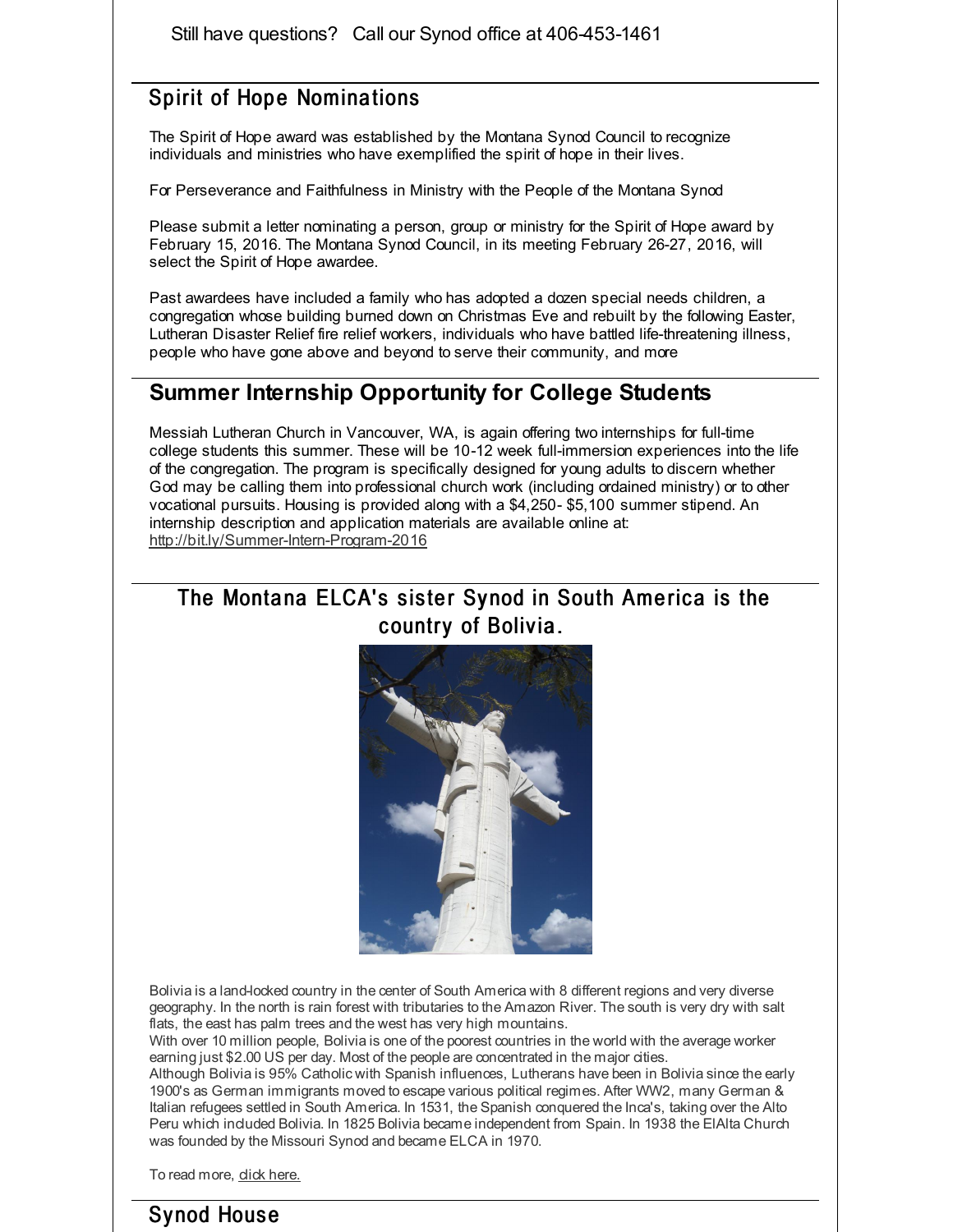Still have questions? Call our Synod office at 406-453-1461

## Spirit of Hope Nominations

The Spirit of Hope award was established by the Montana Synod Council to recognize individuals and ministries who have exemplified the spirit of hope in their lives.

For Perseverance and Faithfulness in Ministry with the People of the Montana Synod

Please submit a letter nominating a person, group or ministry for the Spirit of Hope award by February 15, 2016. The Montana Synod Council, in its meeting February 26-27, 2016, will select the Spirit of Hope awardee.

Past awardees have included a family who has adopted a dozen special needs children, a congregation whose building burned down on Christmas Eve and rebuilt by the following Easter, Lutheran Disaster Relief fire relief workers, individuals who have battled life-threatening illness, people who have gone above and beyond to serve their community, and more

## Summer Internship Opportunity for College Students

Messiah Lutheran Church in Vancouver, WA, is again offering two internships for full-time college students this summer. These will be 10-12 week full-immersion experiences into the life of the congregation. The program is specifically designed for young adults to discern whether God may be calling them into professional church work (including ordained ministry) or to other vocational pursuits. Housing is provided along with a $4,250- $5,100 summer stipend. An internship description and application materials are available online at: http://bit.ly/Summer-Intern-Program-2016

## The Montana ELCA's sister Synod in South America is the country of Bolivia.

Bolivia is a land-locked country in the center of South America with 8 different regions and very diverse geography. In the north is rain forest with tributaries to the Amazon River. The south is very dry with salt flats, the east has palm trees and the west has very high mountains.
With over 10 million people, Bolivia is one of the poorest countries in the world with the average worker earning just $2.00 US per day. Most of the people are concentrated in the major cities.
Although Bolivia is 95% Catholic with Spanish influences, Lutherans have been in Bolivia since the early 1900's as German immigrants moved to escape various political regimes. After WW2, many German & Italian refugees settled in South America. In 1531, the Spanish conquered the Inca's, taking over the Alto Peru which included Bolivia. In 1825 Bolivia became independent from Spain. In 1938 the ElAlta Church was founded by the Missouri Synod and became ELCA in 1970.

To read more, click here.

## Synod House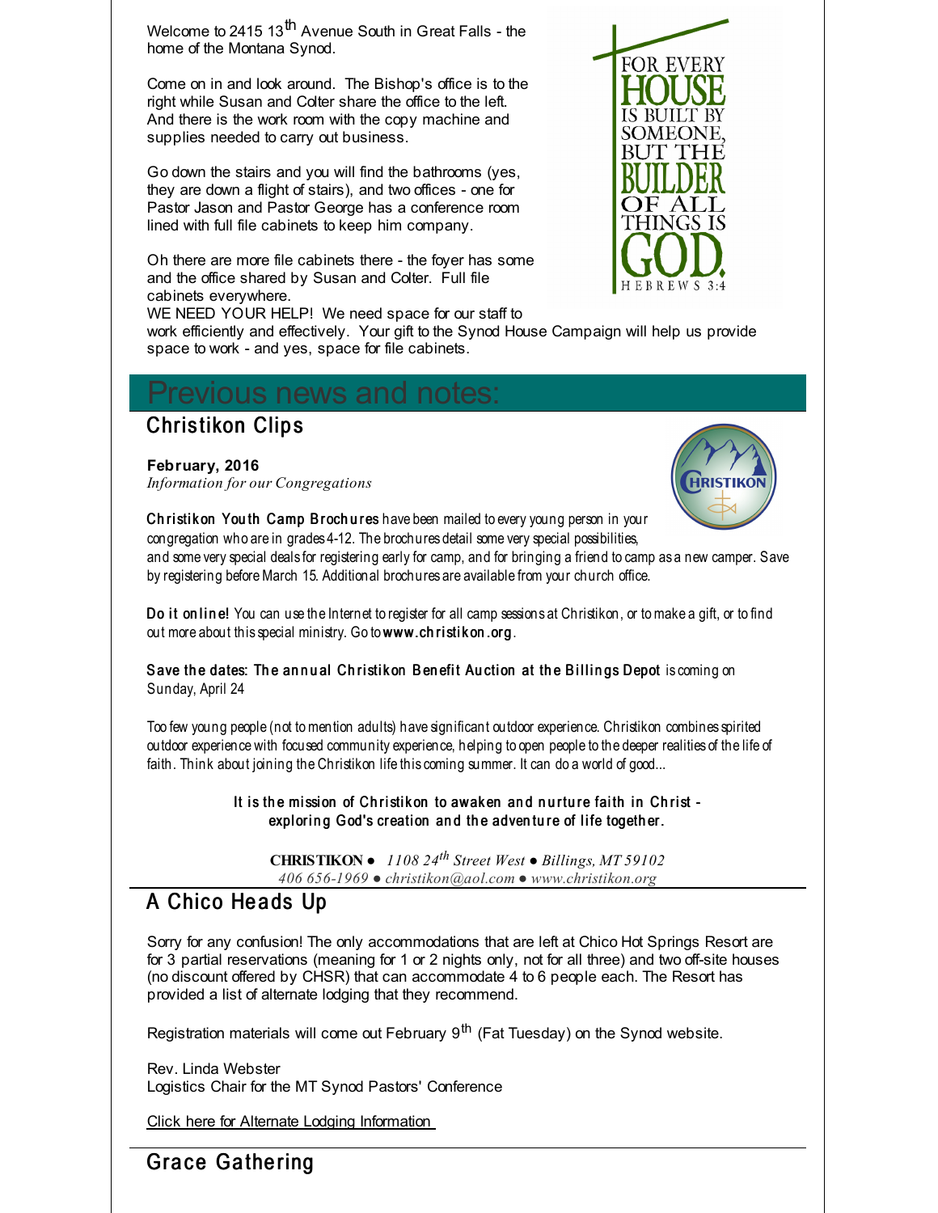Welcome to 2415 13th Avenue South in Great Falls - the home of the Montana Synod.

Come on in and look around. The Bishop's office is to the right while Susan and Colter share the office to the left. And there is the work room with the copy machine and supplies needed to carry out business.

Go down the stairs and you will find the bathrooms (yes, they are down a flight of stairs), and two offices - one for Pastor Jason and Pastor George has a conference room lined with full file cabinets to keep him company.

Oh there are more file cabinets there - the foyer has some and the office shared by Susan and Colter. Full file cabinets everywhere.

WE NEED YOUR HELP! We need space for our staff to work efficiently and effectively. Your gift to the Synod House Campaign will help us provide space to work - and yes, space for file cabinets.

FOR EVERY HOUSE IS BUILT BY SOMEONE, BUT THE BUILDER OF ALL THINGS IS GOD. HEBREWS 3:4

# Previous news and notes:

## Christikon Clips

**February, 2016**
*Information for our Congregations*

**Christikon Youth Camp Brochures** have been mailed to every young person in your congregation who are in grades 4-12. The brochures detail some very special possibilities, and some very special deals for registering early for camp, and for bringing a friend to camp as a new camper. Save by registering before March 15. Additional brochures are available from your church office.

**Do it online!** You can use the Internet to register for all camp sessions at Christikon, or to make a gift, or to find out more about this special ministry. Go to **www.christikon.org**.

**Save the dates: The annual Christikon Benefit Auction at the Billings Depot** is coming on Sunday, April 24

Too few young people (not to mention adults) have significant outdoor experience. Christikon combines spirited outdoor experience with focused community experience, helping to open people to the deeper realities of the life of faith. Think about joining the Christikon life this coming summer. It can do a world of good...

**It is the mission of Christikon to awaken and nurture faith in Christ - exploring God's creation and the adventure of life together.**

**CHRISTIKON** ● *1108 24th Street West ● Billings, MT 59102*
*406 656-1969 ● christikon@aol.com ● www.christikon.org*

## A Chico Heads Up

Sorry for any confusion! The only accommodations that are left at Chico Hot Springs Resort are for 3 partial reservations (meaning for 1 or 2 nights only, not for all three) and two off-site houses (no discount offered by CHSR) that can accommodate 4 to 6 people each. The Resort has provided a list of alternate lodging that they recommend.

Registration materials will come out February 9th (Fat Tuesday) on the Synod website.

Rev. Linda Webster
Logistics Chair for the MT Synod Pastors' Conference

Click here for Alternate Lodging Information

## Grace Gathering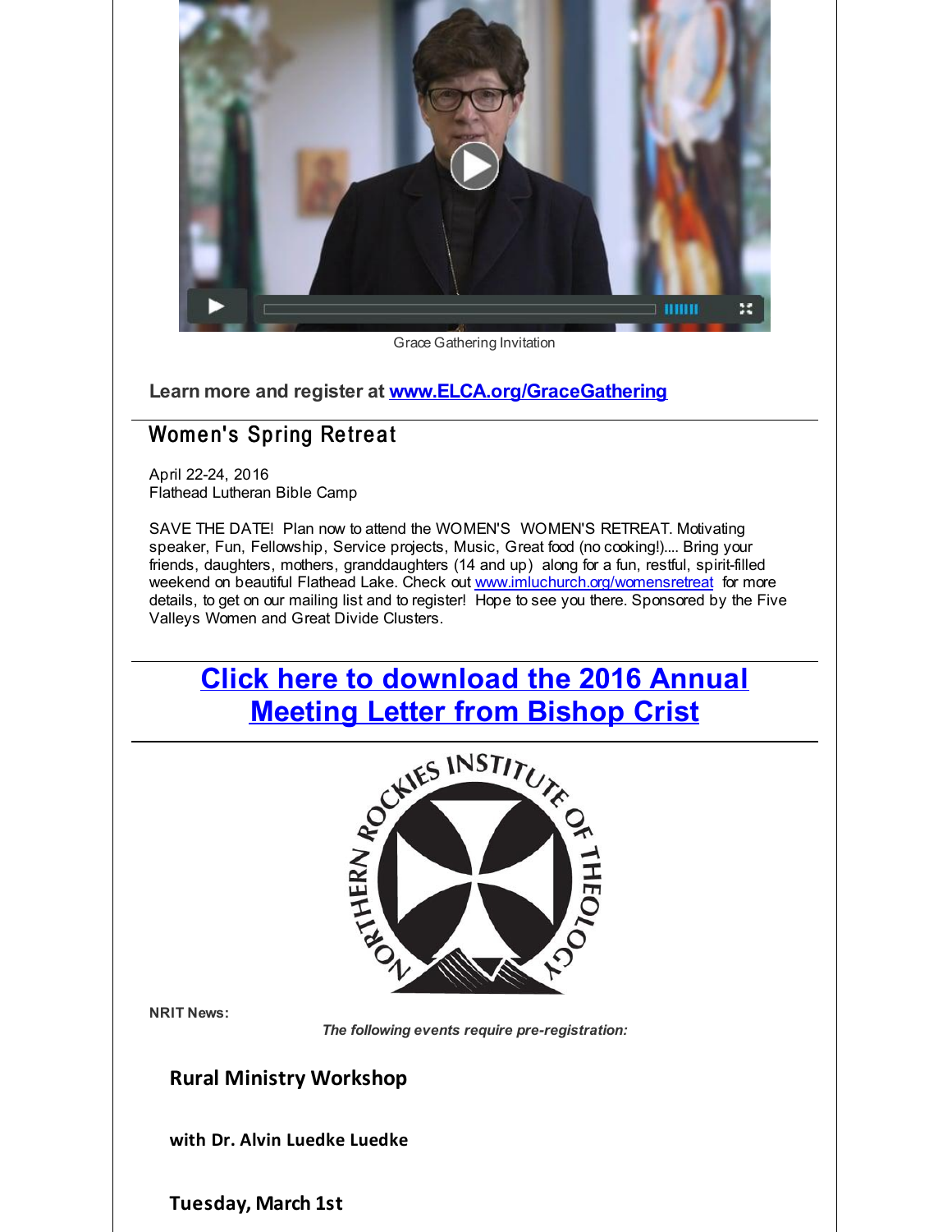Grace Gathering Invitation

**Learn more and register at [www.ELCA.org/GraceGathering](www.ELCA.org/GraceGathering)**

## Women's Spring Retreat

April 22-24, 2016
Flathead Lutheran Bible Camp

SAVE THE DATE! Plan now to attend the WOMEN'S WOMEN'S RETREAT. Motivating speaker, Fun, Fellowship, Service projects, Music, Great food (no cooking!).... Bring your friends, daughters, mothers, granddaughters (14 and up) along for a fun, restful, spirit-filled weekend on beautiful Flathead Lake. Check out [www.imluchurch.org/womensretreat](www.imluchurch.org/womensretreat) for more details, to get on our mailing list and to register! Hope to see you there. Sponsored by the Five Valleys Women and Great Divide Clusters.

## Click here to download the 2016 Annual Meeting Letter from Bishop Crist

NORTHERN ROCKIES INSTITUTE OF THEOLOGY

**NRIT News:**

*The following events require pre-registration:*

### Rural Ministry Workshop

**with Dr. Alvin Luedke Luedke**

**Tuesday, March 1st**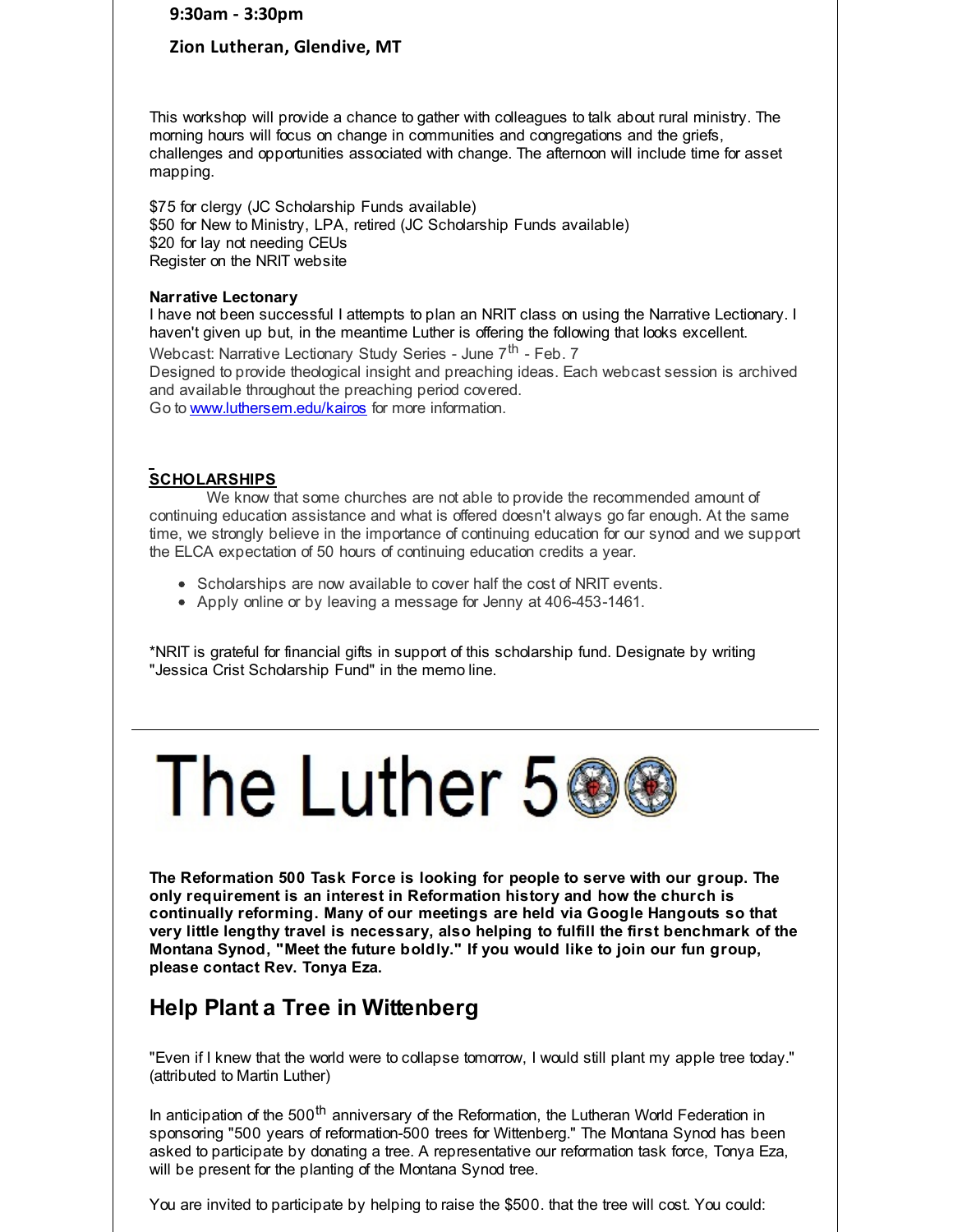**9:30am - 3:30pm**

**Zion Lutheran, Glendive, MT**

This workshop will provide a chance to gather with colleagues to talk about rural ministry. The morning hours will focus on change in communities and congregations and the griefs, challenges and opportunities associated with change. The afternoon will include time for asset mapping.

$75 for clergy (JC Scholarship Funds available)
$50 for New to Ministry, LPA, retired (JC Scholarship Funds available)
$20 for lay not needing CEUs
Register on the NRIT website

**Narrative Lectonary**
I have not been successful I attempts to plan an NRIT class on using the Narrative Lectionary. I haven't given up but, in the meantime Luther is offering the following that looks excellent.
Webcast: Narrative Lectionary Study Series - June 7th - Feb. 7
Designed to provide theological insight and preaching ideas. Each webcast session is archived and available throughout the preaching period covered.
Go to www.luthersem.edu/kairos for more information.

**SCHOLARSHIPS**

We know that some churches are not able to provide the recommended amount of continuing education assistance and what is offered doesn't always go far enough. At the same time, we strongly believe in the importance of continuing education for our synod and we support the ELCA expectation of 50 hours of continuing education credits a year.

- Scholarships are now available to cover half the cost of NRIT events.
- Apply online or by leaving a message for Jenny at 406-453-1461.

*NRIT is grateful for financial gifts in support of this scholarship fund. Designate by writing "Jessica Crist Scholarship Fund" in the memo line.

---

# The Luther 500

**The Reformation 500 Task Force is looking for people to serve with our group. The only requirement is an interest in Reformation history and how the church is continually reforming. Many of our meetings are held via Google Hangouts so that very little lengthy travel is necessary, also helping to fulfill the first benchmark of the Montana Synod, "Meet the future boldly." If you would like to join our fun group, please contact Rev. Tonya Eza.**

## Help Plant a Tree in Wittenberg

"Even if I knew that the world were to collapse tomorrow, I would still plant my apple tree today." (attributed to Martin Luther)

In anticipation of the 500th anniversary of the Reformation, the Lutheran World Federation in sponsoring "500 years of reformation-500 trees for Wittenberg." The Montana Synod has been asked to participate by donating a tree. A representative our reformation task force, Tonya Eza, will be present for the planting of the Montana Synod tree.

You are invited to participate by helping to raise the $500. that the tree will cost. You could: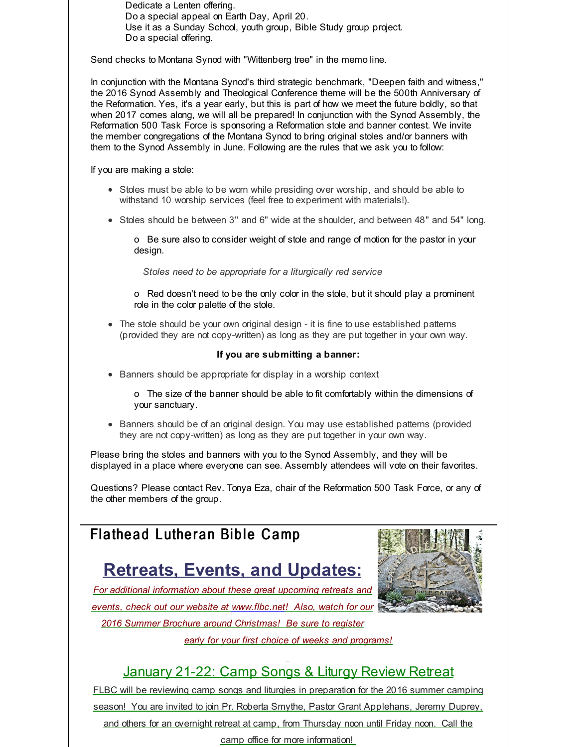Dedicate a Lenten offering.
Do a special appeal on Earth Day, April 20.
Use it as a Sunday School, youth group, Bible Study group project.
Do a special offering.

Send checks to Montana Synod with "Wittenberg tree" in the memo line.

In conjunction with the Montana Synod's third strategic benchmark, "Deepen faith and witness," the 2016 Synod Assembly and Theological Conference theme will be the 500th Anniversary of the Reformation. Yes, it's a year early, but this is part of how we meet the future boldly, so that when 2017 comes along, we will all be prepared! In conjunction with the Synod Assembly, the Reformation 500 Task Force is sponsoring a Reformation stole and banner contest. We invite the member congregations of the Montana Synod to bring original stoles and/or banners with them to the Synod Assembly in June. Following are the rules that we ask you to follow:

If you are making a stole:

- Stoles must be able to be worn while presiding over worship, and should be able to withstand 10 worship services (feel free to experiment with materials!).
- Stoles should be between 3" and 6" wide at the shoulder, and between 48" and 54" long.
  - Be sure also to consider weight of stole and range of motion for the pastor in your design.

  *Stoles need to be appropriate for a liturgically red service*

  - Red doesn't need to be the only color in the stole, but it should play a prominent role in the color palette of the stole.
- The stole should be your own original design - it is fine to use established patterns (provided they are not copy-written) as long as they are put together in your own way.

**If you are submitting a banner:**

- Banners should be appropriate for display in a worship context
  - The size of the banner should be able to fit comfortably within the dimensions of your sanctuary.
- Banners should be of an original design. You may use established patterns (provided they are not copy-written) as long as they are put together in your own way.

Please bring the stoles and banners with you to the Synod Assembly, and they will be displayed in a place where everyone can see. Assembly attendees will vote on their favorites.

Questions? Please contact Rev. Tonya Eza, chair of the Reformation 500 Task Force, or any of the other members of the group.

## Flathead Lutheran Bible Camp

## Retreats, Events, and Updates:

*For additional information about these great upcoming retreats and events, check out our website at www.flbc.net! Also, watch for our 2016 Summer Brochure around Christmas! Be sure to register early for your first choice of weeks and programs!*

### January 21-22: Camp Songs & Liturgy Review Retreat

FLBC will be reviewing camp songs and liturgies in preparation for the 2016 summer camping season! You are invited to join Pr. Roberta Smythe, Pastor Grant Applehans, Jeremy Duprey, and others for an overnight retreat at camp, from Thursday noon until Friday noon. Call the camp office for more information!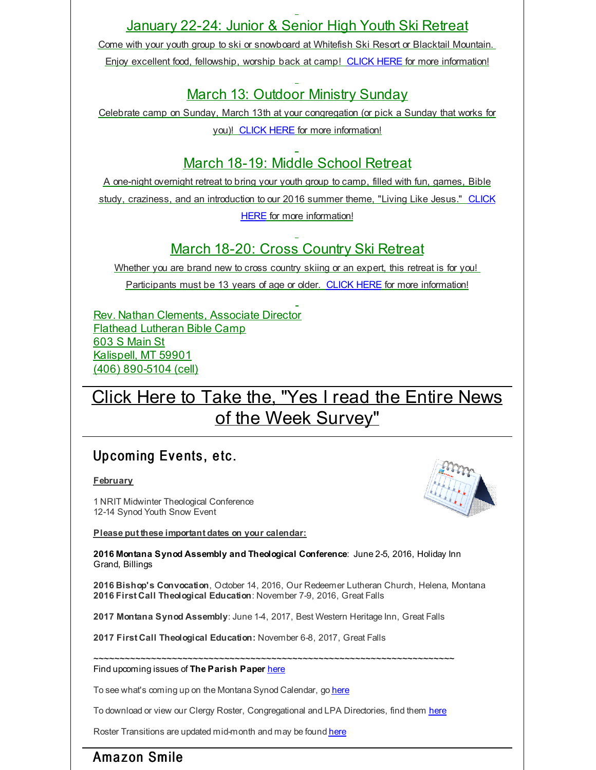## January 22-24: Junior & Senior High Youth Ski Retreat

Come with your youth group to ski or snowboard at Whitefish Ski Resort or Blacktail Mountain. Enjoy excellent food, fellowship, worship back at camp! CLICK HERE for more information!

## March 13: Outdoor Ministry Sunday

Celebrate camp on Sunday, March 13th at your congregation (or pick a Sunday that works for you)! CLICK HERE for more information!

## March 18-19: Middle School Retreat

A one-night overnight retreat to bring your youth group to camp, filled with fun, games, Bible study, craziness, and an introduction to our 2016 summer theme, "Living Like Jesus." CLICK HERE for more information!

## March 18-20: Cross Country Ski Retreat

Whether you are brand new to cross country skiing or an expert, this retreat is for you! Participants must be 13 years of age or older. CLICK HERE for more information!

Rev. Nathan Clements, Associate Director
Flathead Lutheran Bible Camp
603 S Main St
Kalispell, MT 59901
(406) 890-5104 (cell)

---

# Click Here to Take the, "Yes I read the Entire News of the Week Survey"

---

## Upcoming Events, etc.

**February**

1 NRIT Midwinter Theological Conference
12-14 Synod Youth Snow Event

**Please put these important dates on your calendar:**

**2016 Montana Synod Assembly and Theological Conference**: June 2-5, 2016, Holiday Inn Grand, Billings

**2016 Bishop's Convocation**, October 14, 2016, Our Redeemer Lutheran Church, Helena, Montana
**2016 First Call Theological Education**: November 7-9, 2016, Great Falls

**2017 Montana Synod Assembly**: June 1-4, 2017, Best Western Heritage Inn, Great Falls

**2017 First Call Theological Education:** November 6-8, 2017, Great Falls

~~~~~~~~~~~~~~~~~~~~~~~~~~~~~~~~~~~~~~~~~~~~~~~~~~~~~~~~~~~~~~~~~~~~~~
Find upcoming issues of **The Parish Paper** here

To see what's coming up on the Montana Synod Calendar, go here

To download or view our Clergy Roster, Congregational and LPA Directories, find them here

Roster Transitions are updated mid-month and may be found here

---

## Amazon Smile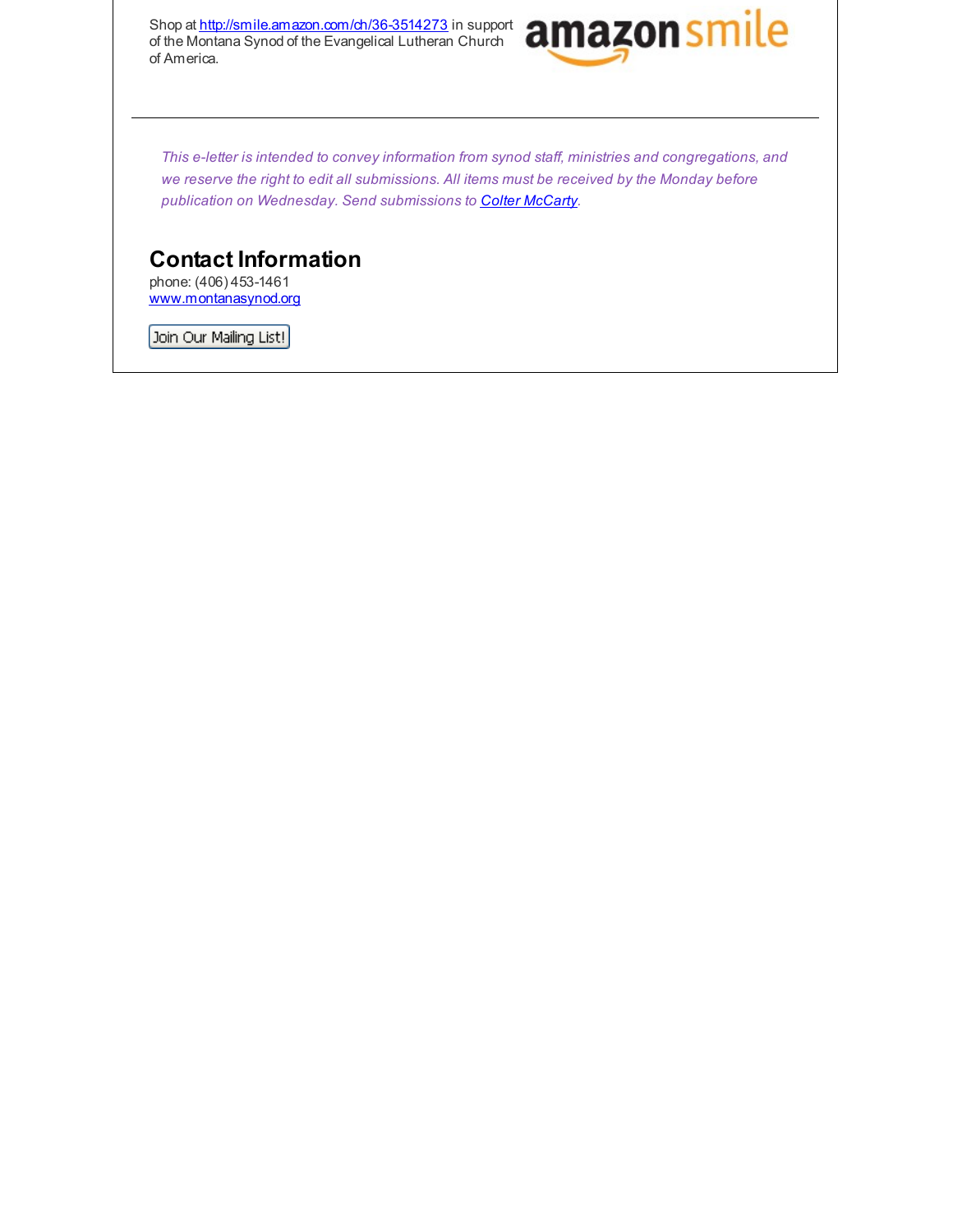Shop at http://smile.amazon.com/ch/36-3514273 in support of the Montana Synod of the Evangelical Lutheran Church of America.

amazonsmile

---

*This e-letter is intended to convey information from synod staff, ministries and congregations, and we reserve the right to edit all submissions. All items must be received by the Monday before publication on Wednesday. Send submissions to Colter McCarty.*

## Contact Information

phone: (406) 453-1461
www.montanasynod.org

Join Our Mailing List!